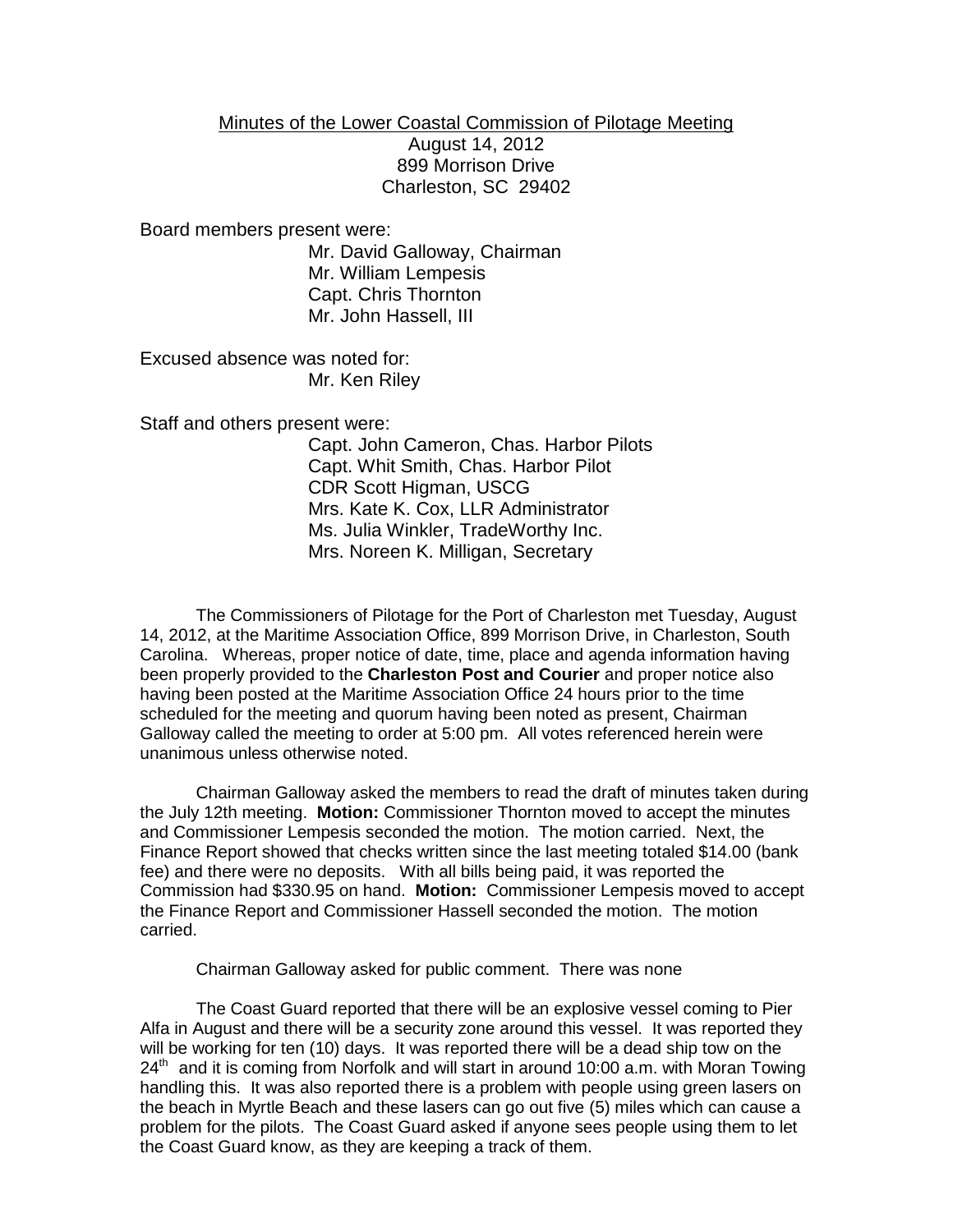Minutes of the Lower Coastal Commission of Pilotage Meeting
August 14, 2012
899 Morrison Drive
Charleston, SC 29402

Board members present were:

Mr. David Galloway, Chairman
Mr. William Lempesis
Capt. Chris Thornton
Mr. John Hassell, III

Excused absence was noted for:

Mr. Ken Riley

Staff and others present were:

Capt. John Cameron, Chas. Harbor Pilots
Capt. Whit Smith, Chas. Harbor Pilot
CDR Scott Higman, USCG
Mrs. Kate K. Cox, LLR Administrator
Ms. Julia Winkler, TradeWorthy Inc.
Mrs. Noreen K. Milligan, Secretary

The Commissioners of Pilotage for the Port of Charleston met Tuesday, August 14, 2012, at the Maritime Association Office, 899 Morrison Drive, in Charleston, South Carolina. Whereas, proper notice of date, time, place and agenda information having been properly provided to the **Charleston Post and Courier** and proper notice also having been posted at the Maritime Association Office 24 hours prior to the time scheduled for the meeting and quorum having been noted as present, Chairman Galloway called the meeting to order at 5:00 pm. All votes referenced herein were unanimous unless otherwise noted.

Chairman Galloway asked the members to read the draft of minutes taken during the July 12th meeting. **Motion:** Commissioner Thornton moved to accept the minutes and Commissioner Lempesis seconded the motion. The motion carried. Next, the Finance Report showed that checks written since the last meeting totaled $14.00 (bank fee) and there were no deposits. With all bills being paid, it was reported the Commission had $330.95 on hand. **Motion:** Commissioner Lempesis moved to accept the Finance Report and Commissioner Hassell seconded the motion. The motion carried.

Chairman Galloway asked for public comment. There was none

The Coast Guard reported that there will be an explosive vessel coming to Pier Alfa in August and there will be a security zone around this vessel. It was reported they will be working for ten (10) days. It was reported there will be a dead ship tow on the 24th and it is coming from Norfolk and will start in around 10:00 a.m. with Moran Towing handling this. It was also reported there is a problem with people using green lasers on the beach in Myrtle Beach and these lasers can go out five (5) miles which can cause a problem for the pilots. The Coast Guard asked if anyone sees people using them to let the Coast Guard know, as they are keeping a track of them.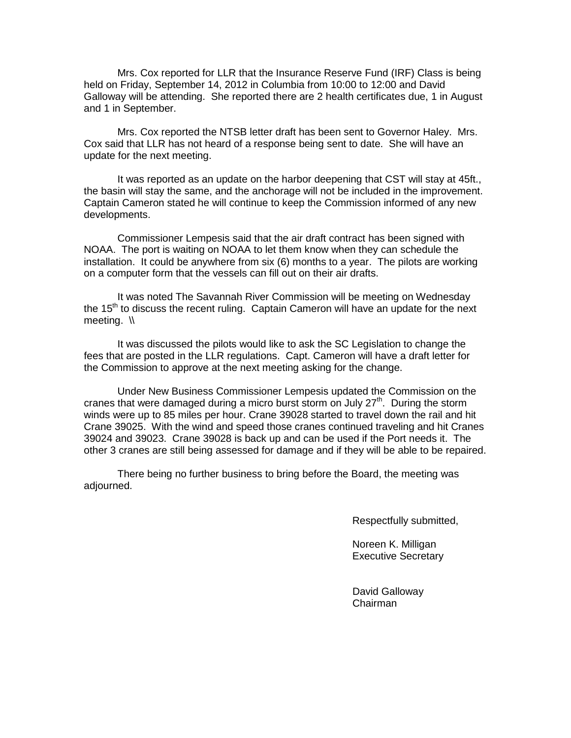Mrs. Cox reported for LLR that the Insurance Reserve Fund (IRF) Class is being held on Friday, September 14, 2012 in Columbia from 10:00 to 12:00 and David Galloway will be attending. She reported there are 2 health certificates due, 1 in August and 1 in September.

Mrs. Cox reported the NTSB letter draft has been sent to Governor Haley. Mrs. Cox said that LLR has not heard of a response being sent to date. She will have an update for the next meeting.

It was reported as an update on the harbor deepening that CST will stay at 45ft., the basin will stay the same, and the anchorage will not be included in the improvement. Captain Cameron stated he will continue to keep the Commission informed of any new developments.

Commissioner Lempesis said that the air draft contract has been signed with NOAA. The port is waiting on NOAA to let them know when they can schedule the installation. It could be anywhere from six (6) months to a year. The pilots are working on a computer form that the vessels can fill out on their air drafts.

It was noted The Savannah River Commission will be meeting on Wednesday the 15th to discuss the recent ruling. Captain Cameron will have an update for the next meeting. \\

It was discussed the pilots would like to ask the SC Legislation to change the fees that are posted in the LLR regulations. Capt. Cameron will have a draft letter for the Commission to approve at the next meeting asking for the change.

Under New Business Commissioner Lempesis updated the Commission on the cranes that were damaged during a micro burst storm on July 27th. During the storm winds were up to 85 miles per hour. Crane 39028 started to travel down the rail and hit Crane 39025. With the wind and speed those cranes continued traveling and hit Cranes 39024 and 39023. Crane 39028 is back up and can be used if the Port needs it. The other 3 cranes are still being assessed for damage and if they will be able to be repaired.

There being no further business to bring before the Board, the meeting was adjourned.

Respectfully submitted,

Noreen K. Milligan
Executive Secretary

David Galloway
Chairman